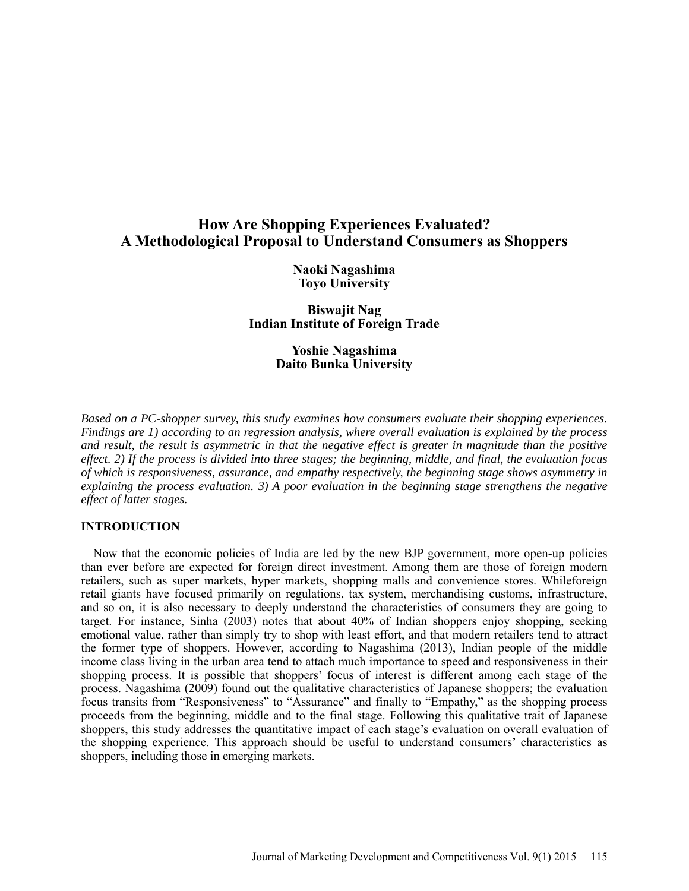# How Are Shopping Experiences Evaluated? A Methodological Proposal to Understand Consumers as Shoppers

**Naoki Nagashima**
**Toyo University**

**Biswajit Nag**
**Indian Institute of Foreign Trade**

**Yoshie Nagashima**
**Daito Bunka University**

*Based on a PC-shopper survey, this study examines how consumers evaluate their shopping experiences. Findings are 1) according to an regression analysis, where overall evaluation is explained by the process and result, the result is asymmetric in that the negative effect is greater in magnitude than the positive effect. 2) If the process is divided into three stages; the beginning, middle, and final, the evaluation focus of which is responsiveness, assurance, and empathy respectively, the beginning stage shows asymmetry in explaining the process evaluation. 3) A poor evaluation in the beginning stage strengthens the negative effect of latter stages.*

## INTRODUCTION

Now that the economic policies of India are led by the new BJP government, more open-up policies than ever before are expected for foreign direct investment. Among them are those of foreign modern retailers, such as super markets, hyper markets, shopping malls and convenience stores. Whileforeign retail giants have focused primarily on regulations, tax system, merchandising customs, infrastructure, and so on, it is also necessary to deeply understand the characteristics of consumers they are going to target. For instance, Sinha (2003) notes that about 40% of Indian shoppers enjoy shopping, seeking emotional value, rather than simply try to shop with least effort, and that modern retailers tend to attract the former type of shoppers. However, according to Nagashima (2013), Indian people of the middle income class living in the urban area tend to attach much importance to speed and responsiveness in their shopping process. It is possible that shoppers' focus of interest is different among each stage of the process. Nagashima (2009) found out the qualitative characteristics of Japanese shoppers; the evaluation focus transits from "Responsiveness" to "Assurance" and finally to "Empathy," as the shopping process proceeds from the beginning, middle and to the final stage. Following this qualitative trait of Japanese shoppers, this study addresses the quantitative impact of each stage's evaluation on overall evaluation of the shopping experience. This approach should be useful to understand consumers' characteristics as shoppers, including those in emerging markets.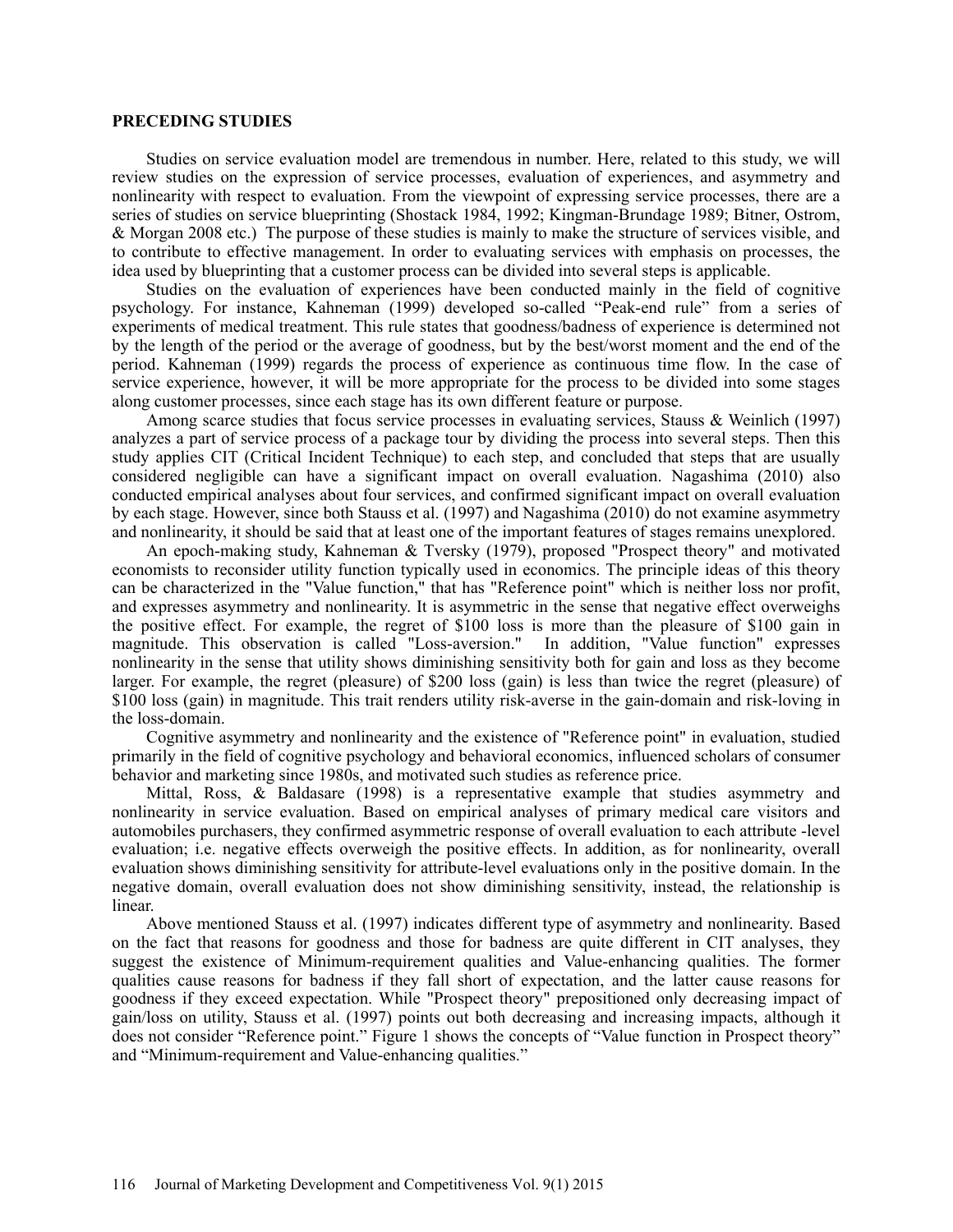## PRECEDING STUDIES

Studies on service evaluation model are tremendous in number. Here, related to this study, we will review studies on the expression of service processes, evaluation of experiences, and asymmetry and nonlinearity with respect to evaluation. From the viewpoint of expressing service processes, there are a series of studies on service blueprinting (Shostack 1984, 1992; Kingman-Brundage 1989; Bitner, Ostrom, & Morgan 2008 etc.) The purpose of these studies is mainly to make the structure of services visible, and to contribute to effective management. In order to evaluating services with emphasis on processes, the idea used by blueprinting that a customer process can be divided into several steps is applicable.

Studies on the evaluation of experiences have been conducted mainly in the field of cognitive psychology. For instance, Kahneman (1999) developed so-called "Peak-end rule" from a series of experiments of medical treatment. This rule states that goodness/badness of experience is determined not by the length of the period or the average of goodness, but by the best/worst moment and the end of the period. Kahneman (1999) regards the process of experience as continuous time flow. In the case of service experience, however, it will be more appropriate for the process to be divided into some stages along customer processes, since each stage has its own different feature or purpose.

Among scarce studies that focus service processes in evaluating services, Stauss & Weinlich (1997) analyzes a part of service process of a package tour by dividing the process into several steps. Then this study applies CIT (Critical Incident Technique) to each step, and concluded that steps that are usually considered negligible can have a significant impact on overall evaluation. Nagashima (2010) also conducted empirical analyses about four services, and confirmed significant impact on overall evaluation by each stage. However, since both Stauss et al. (1997) and Nagashima (2010) do not examine asymmetry and nonlinearity, it should be said that at least one of the important features of stages remains unexplored.

An epoch-making study, Kahneman & Tversky (1979), proposed "Prospect theory" and motivated economists to reconsider utility function typically used in economics. The principle ideas of this theory can be characterized in the "Value function," that has "Reference point" which is neither loss nor profit, and expresses asymmetry and nonlinearity. It is asymmetric in the sense that negative effect overweighs the positive effect. For example, the regret of $100 loss is more than the pleasure of $100 gain in magnitude. This observation is called "Loss-aversion." In addition, "Value function" expresses nonlinearity in the sense that utility shows diminishing sensitivity both for gain and loss as they become larger. For example, the regret (pleasure) of $200 loss (gain) is less than twice the regret (pleasure) of $100 loss (gain) in magnitude. This trait renders utility risk-averse in the gain-domain and risk-loving in the loss-domain.

Cognitive asymmetry and nonlinearity and the existence of "Reference point" in evaluation, studied primarily in the field of cognitive psychology and behavioral economics, influenced scholars of consumer behavior and marketing since 1980s, and motivated such studies as reference price.

Mittal, Ross, & Baldasare (1998) is a representative example that studies asymmetry and nonlinearity in service evaluation. Based on empirical analyses of primary medical care visitors and automobiles purchasers, they confirmed asymmetric response of overall evaluation to each attribute -level evaluation; i.e. negative effects overweigh the positive effects. In addition, as for nonlinearity, overall evaluation shows diminishing sensitivity for attribute-level evaluations only in the positive domain. In the negative domain, overall evaluation does not show diminishing sensitivity, instead, the relationship is linear.

Above mentioned Stauss et al. (1997) indicates different type of asymmetry and nonlinearity. Based on the fact that reasons for goodness and those for badness are quite different in CIT analyses, they suggest the existence of Minimum-requirement qualities and Value-enhancing qualities. The former qualities cause reasons for badness if they fall short of expectation, and the latter cause reasons for goodness if they exceed expectation. While "Prospect theory" prepositioned only decreasing impact of gain/loss on utility, Stauss et al. (1997) points out both decreasing and increasing impacts, although it does not consider "Reference point." Figure 1 shows the concepts of "Value function in Prospect theory" and "Minimum-requirement and Value-enhancing qualities."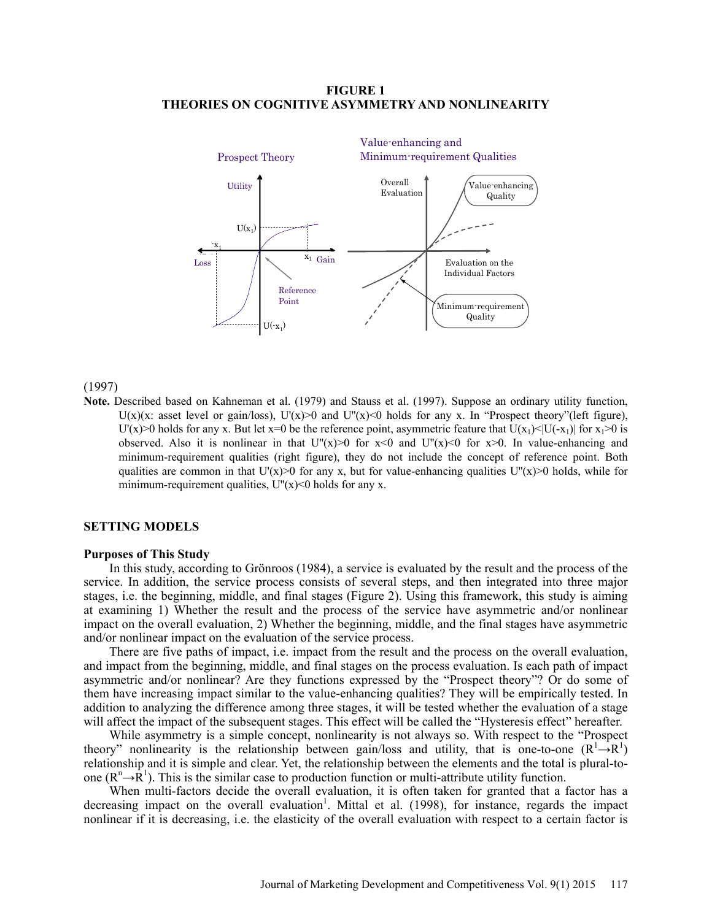**FIGURE 1**
**THEORIES ON COGNITIVE ASYMMETRY AND NONLINEARITY**

(1997)

**Note.** Described based on Kahneman et al. (1979) and Stauss et al. (1997). Suppose an ordinary utility function, $U(x)$($x$: asset level or gain/loss), $U'(x)>0$ and $U''(x)<0$ holds for any x. In "Prospect theory"(left figure), $U'(x)>0$ holds for any x. But let $x=0$ be the reference point, asymmetric feature that $U(x_1)<|U(-x_1)|$ for $x_1>0$ is observed. Also it is nonlinear in that $U''(x)>0$ for $x<0$ and $U''(x)<0$ for $x>0$. In value-enhancing and minimum-requirement qualities (right figure), they do not include the concept of reference point. Both qualities are common in that $U'(x)>0$ for any x, but for value-enhancing qualities $U''(x)>0$ holds, while for minimum-requirement qualities, $U''(x)<0$ holds for any x.

## SETTING MODELS

### Purposes of This Study

In this study, according to Grönroos (1984), a service is evaluated by the result and the process of the service. In addition, the service process consists of several steps, and then integrated into three major stages, i.e. the beginning, middle, and final stages (Figure 2). Using this framework, this study is aiming at examining 1) Whether the result and the process of the service have asymmetric and/or nonlinear impact on the overall evaluation, 2) Whether the beginning, middle, and the final stages have asymmetric and/or nonlinear impact on the evaluation of the service process.

There are five paths of impact, i.e. impact from the result and the process on the overall evaluation, and impact from the beginning, middle, and final stages on the process evaluation. Is each path of impact asymmetric and/or nonlinear? Are they functions expressed by the "Prospect theory"? Or do some of them have increasing impact similar to the value-enhancing qualities? They will be empirically tested. In addition to analyzing the difference among three stages, it will be tested whether the evaluation of a stage will affect the impact of the subsequent stages. This effect will be called the "Hysteresis effect" hereafter.

While asymmetry is a simple concept, nonlinearity is not always so. With respect to the "Prospect theory" nonlinearity is the relationship between gain/loss and utility, that is one-to-one ($R^1 \rightarrow R^1$) relationship and it is simple and clear. Yet, the relationship between the elements and the total is plural-to-one ($R^n \rightarrow R^1$). This is the similar case to production function or multi-attribute utility function.

When multi-factors decide the overall evaluation, it is often taken for granted that a factor has a decreasing impact on the overall evaluation[1]. Mittal et al. (1998), for instance, regards the impact nonlinear if it is decreasing, i.e. the elasticity of the overall evaluation with respect to a certain factor is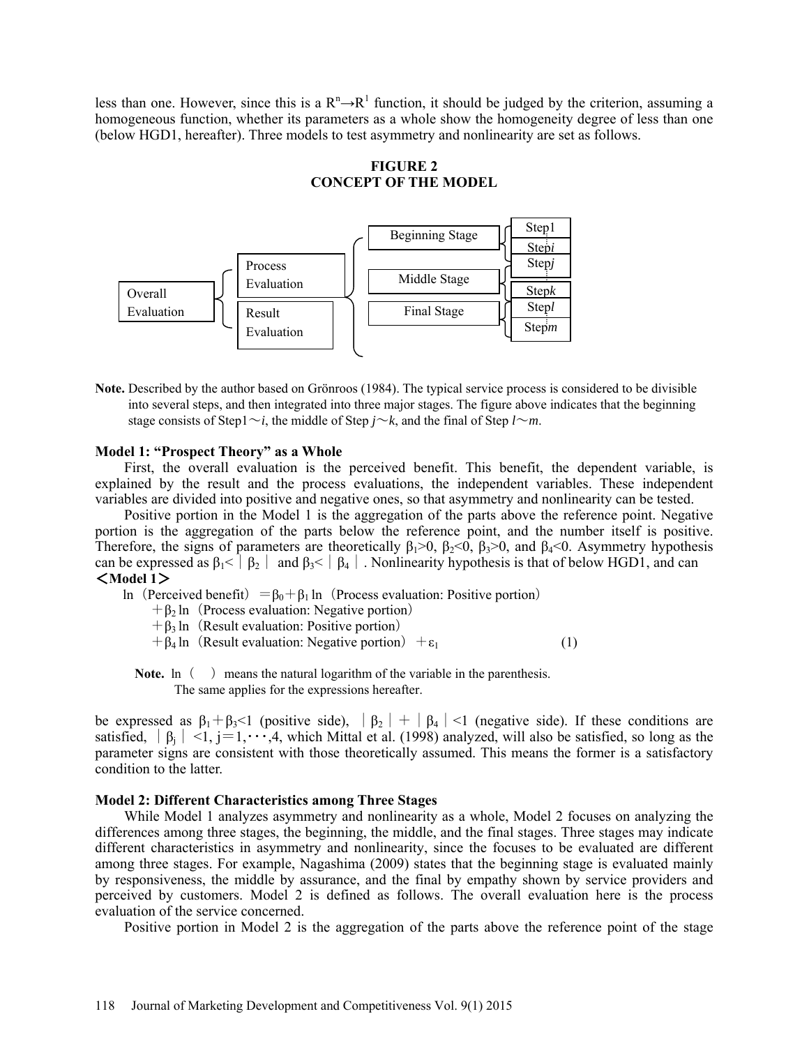less than one. However, since this is a $R^n \rightarrow R^1$ function, it should be judged by the criterion, assuming a homogeneous function, whether its parameters as a whole show the homogeneity degree of less than one (below HGD1, hereafter). Three models to test asymmetry and nonlinearity are set as follows.

**FIGURE 2**
**CONCEPT OF THE MODEL**

Overall Evaluation → { Process Evaluation, Result Evaluation } → { Beginning Stage, Middle Stage, Final Stage } → Beginning Stage: { Step1 … Step*i* }, Middle Stage: { Step*j* … Step*k* }, Final Stage: { Step*l* … Step*m* }

**Note.** Described by the author based on Grönroos (1984). The typical service process is considered to be divisible into several steps, and then integrated into three major stages. The figure above indicates that the beginning stage consists of Step1～*i*, the middle of Step *j*～*k*, and the final of Step *l*～*m*.

### Model 1: "Prospect Theory" as a Whole

First, the overall evaluation is the perceived benefit. This benefit, the dependent variable, is explained by the result and the process evaluations, the independent variables. These independent variables are divided into positive and negative ones, so that asymmetry and nonlinearity can be tested.

Positive portion in the Model 1 is the aggregation of the parts above the reference point. Negative portion is the aggregation of the parts below the reference point, and the number itself is positive. Therefore, the signs of parameters are theoretically $\beta_1>0$, $\beta_2<0$, $\beta_3>0$, and $\beta_4<0$. Asymmetry hypothesis can be expressed as $\beta_1<|\beta_2|$ and $\beta_3<|\beta_4|$. Nonlinearity hypothesis is that of below HGD1, and can

**＜Model 1＞**

$$\ln(\text{Perceived benefit}) = \beta_0 + \beta_1 \ln(\text{Process evaluation: Positive portion}) + \beta_2 \ln(\text{Process evaluation: Negative portion}) + \beta_3 \ln(\text{Result evaluation: Positive portion}) + \beta_4 \ln(\text{Result evaluation: Negative portion}) + \varepsilon_1 \quad (1)$$

**Note.** ln（ ） means the natural logarithm of the variable in the parenthesis. The same applies for the expressions hereafter.

be expressed as $\beta_1+\beta_3<1$ (positive side), $|\beta_2|+|\beta_4|<1$ (negative side). If these conditions are satisfied, $|\beta_j|<1, j=1,\cdots,4$, which Mittal et al. (1998) analyzed, will also be satisfied, so long as the parameter signs are consistent with those theoretically assumed. This means the former is a satisfactory condition to the latter.

### Model 2: Different Characteristics among Three Stages

While Model 1 analyzes asymmetry and nonlinearity as a whole, Model 2 focuses on analyzing the differences among three stages, the beginning, the middle, and the final stages. Three stages may indicate different characteristics in asymmetry and nonlinearity, since the focuses to be evaluated are different among three stages. For example, Nagashima (2009) states that the beginning stage is evaluated mainly by responsiveness, the middle by assurance, and the final by empathy shown by service providers and perceived by customers. Model 2 is defined as follows. The overall evaluation here is the process evaluation of the service concerned.

Positive portion in Model 2 is the aggregation of the parts above the reference point of the stage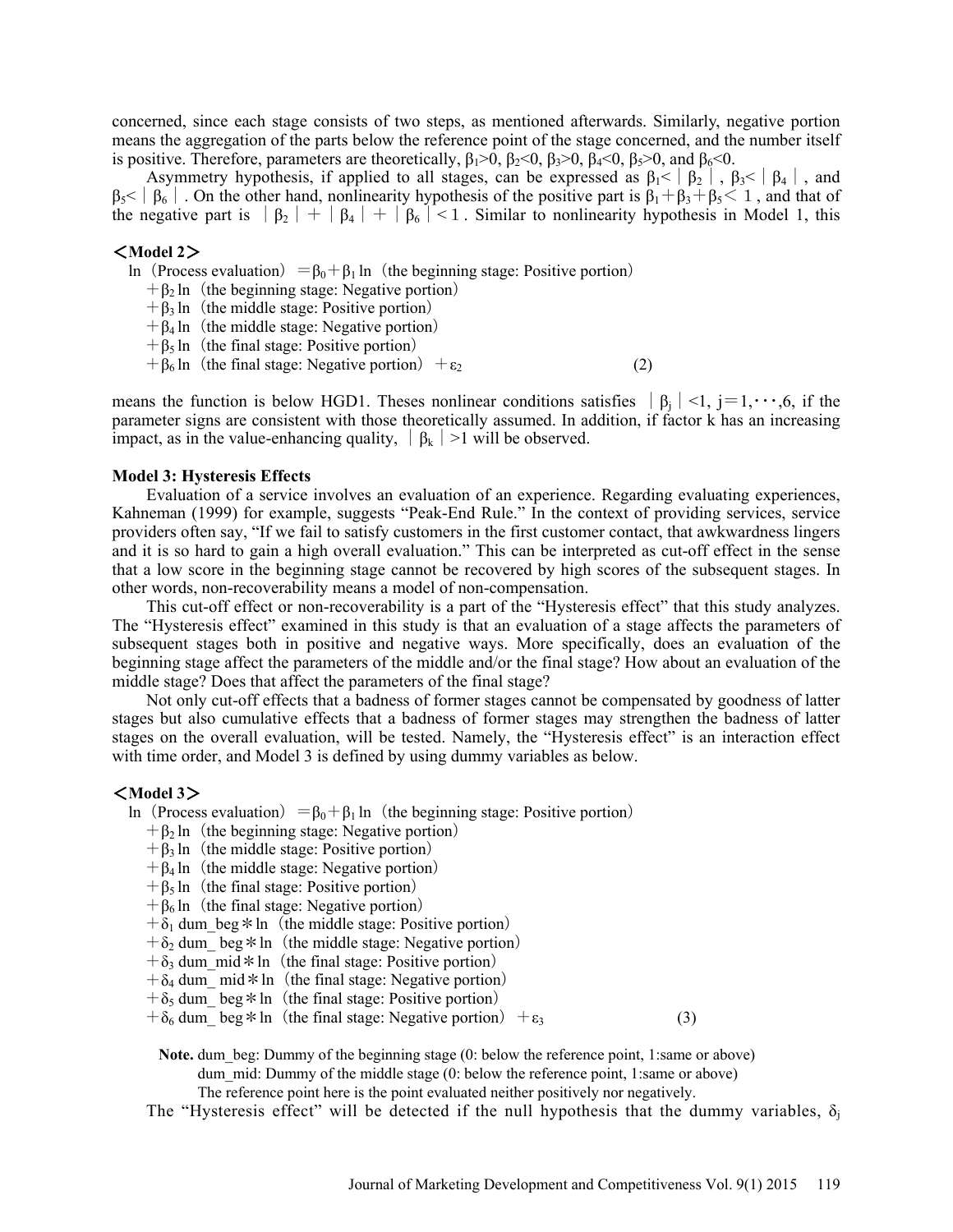concerned, since each stage consists of two steps, as mentioned afterwards. Similarly, negative portion means the aggregation of the parts below the reference point of the stage concerned, and the number itself is positive. Therefore, parameters are theoretically, $\beta_1>0$, $\beta_2<0$, $\beta_3>0$, $\beta_4<0$, $\beta_5>0$, and $\beta_6<0$.

Asymmetry hypothesis, if applied to all stages, can be expressed as $\beta_1<|\beta_2|$, $\beta_3<|\beta_4|$, and $\beta_5<|\beta_6|$. On the other hand, nonlinearity hypothesis of the positive part is $\beta_1+\beta_3+\beta_5<1$, and that of the negative part is $|\beta_2|+|\beta_4|+|\beta_6|<1$. Similar to nonlinearity hypothesis in Model 1, this

**＜Model 2＞**

$$
\begin{aligned}
\ln(\text{Process evaluation}) = \beta_0 &+ \beta_1 \ln(\text{the beginning stage: Positive portion}) \\
&+ \beta_2 \ln(\text{the beginning stage: Negative portion}) \\
&+ \beta_3 \ln(\text{the middle stage: Positive portion}) \\
&+ \beta_4 \ln(\text{the middle stage: Negative portion}) \\
&+ \beta_5 \ln(\text{the final stage: Positive portion}) \\
&+ \beta_6 \ln(\text{the final stage: Negative portion}) + \varepsilon_2 \qquad (2)
\end{aligned}
$$

means the function is below HGD1. Theses nonlinear conditions satisfies $|\beta_j|<1$, $j=1,\cdots,6$, if the parameter signs are consistent with those theoretically assumed. In addition, if factor k has an increasing impact, as in the value-enhancing quality, $|\beta_k|>1$ will be observed.

**Model 3: Hysteresis Effects**

Evaluation of a service involves an evaluation of an experience. Regarding evaluating experiences, Kahneman (1999) for example, suggests "Peak-End Rule." In the context of providing services, service providers often say, "If we fail to satisfy customers in the first customer contact, that awkwardness lingers and it is so hard to gain a high overall evaluation." This can be interpreted as cut-off effect in the sense that a low score in the beginning stage cannot be recovered by high scores of the subsequent stages. In other words, non-recoverability means a model of non-compensation.

This cut-off effect or non-recoverability is a part of the "Hysteresis effect" that this study analyzes. The "Hysteresis effect" examined in this study is that an evaluation of a stage affects the parameters of subsequent stages both in positive and negative ways. More specifically, does an evaluation of the beginning stage affect the parameters of the middle and/or the final stage? How about an evaluation of the middle stage? Does that affect the parameters of the final stage?

Not only cut-off effects that a badness of former stages cannot be compensated by goodness of latter stages but also cumulative effects that a badness of former stages may strengthen the badness of latter stages on the overall evaluation, will be tested. Namely, the "Hysteresis effect" is an interaction effect with time order, and Model 3 is defined by using dummy variables as below.

**＜Model 3＞**

$$
\begin{aligned}
\ln(\text{Process evaluation}) = \beta_0 &+ \beta_1 \ln(\text{the beginning stage: Positive portion}) \\
&+ \beta_2 \ln(\text{the beginning stage: Negative portion}) \\
&+ \beta_3 \ln(\text{the middle stage: Positive portion}) \\
&+ \beta_4 \ln(\text{the middle stage: Negative portion}) \\
&+ \beta_5 \ln(\text{the final stage: Positive portion}) \\
&+ \beta_6 \ln(\text{the final stage: Negative portion}) \\
&+ \delta_1\, \text{dum\_beg} * \ln(\text{the middle stage: Positive portion}) \\
&+ \delta_2\, \text{dum\_beg} * \ln(\text{the middle stage: Negative portion}) \\
&+ \delta_3\, \text{dum\_mid} * \ln(\text{the final stage: Positive portion}) \\
&+ \delta_4\, \text{dum\_mid} * \ln(\text{the final stage: Negative portion}) \\
&+ \delta_5\, \text{dum\_beg} * \ln(\text{the final stage: Positive portion}) \\
&+ \delta_6\, \text{dum\_beg} * \ln(\text{the final stage: Negative portion}) + \varepsilon_3 \qquad (3)
\end{aligned}
$$

**Note.** dum_beg: Dummy of the beginning stage (0: below the reference point, 1:same or above)
dum_mid: Dummy of the middle stage (0: below the reference point, 1:same or above)
The reference point here is the point evaluated neither positively nor negatively.

The "Hysteresis effect" will be detected if the null hypothesis that the dummy variables, $\delta_j$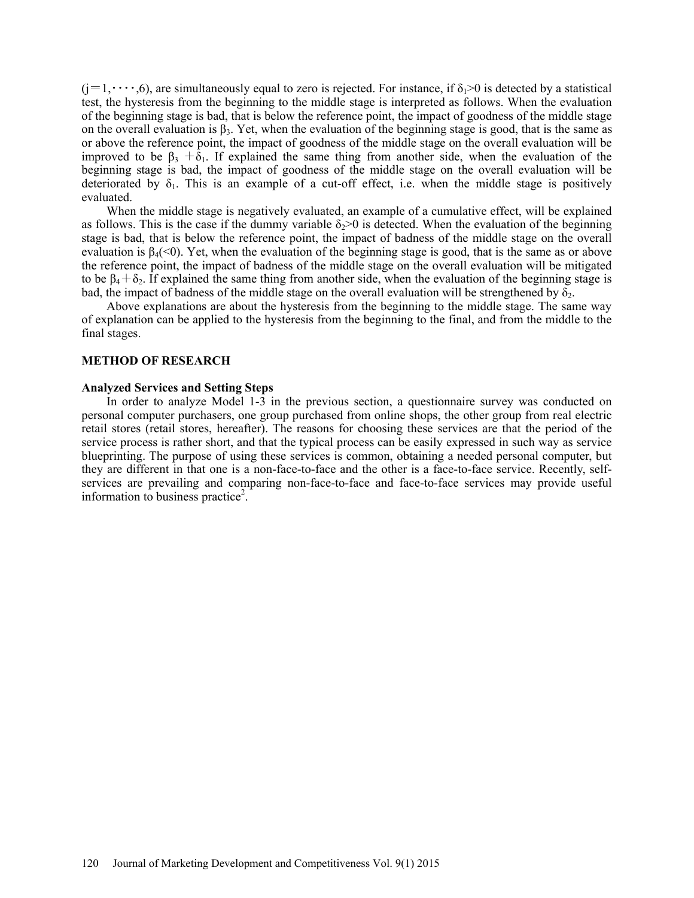($j = 1, \cdots, 6$), are simultaneously equal to zero is rejected. For instance, if $\delta_1 > 0$ is detected by a statistical test, the hysteresis from the beginning to the middle stage is interpreted as follows. When the evaluation of the beginning stage is bad, that is below the reference point, the impact of goodness of the middle stage on the overall evaluation is $\beta_3$. Yet, when the evaluation of the beginning stage is good, that is the same as or above the reference point, the impact of goodness of the middle stage on the overall evaluation will be improved to be $\beta_3 + \delta_1$. If explained the same thing from another side, when the evaluation of the beginning stage is bad, the impact of goodness of the middle stage on the overall evaluation will be deteriorated by $\delta_1$. This is an example of a cut-off effect, i.e. when the middle stage is positively evaluated.

When the middle stage is negatively evaluated, an example of a cumulative effect, will be explained as follows. This is the case if the dummy variable $\delta_2 > 0$ is detected. When the evaluation of the beginning stage is bad, that is below the reference point, the impact of badness of the middle stage on the overall evaluation is $\beta_4 (< 0)$. Yet, when the evaluation of the beginning stage is good, that is the same as or above the reference point, the impact of badness of the middle stage on the overall evaluation will be mitigated to be $\beta_4 + \delta_2$. If explained the same thing from another side, when the evaluation of the beginning stage is bad, the impact of badness of the middle stage on the overall evaluation will be strengthened by $\delta_2$.

Above explanations are about the hysteresis from the beginning to the middle stage. The same way of explanation can be applied to the hysteresis from the beginning to the final, and from the middle to the final stages.

## METHOD OF RESEARCH

### Analyzed Services and Setting Steps

In order to analyze Model 1-3 in the previous section, a questionnaire survey was conducted on personal computer purchasers, one group purchased from online shops, the other group from real electric retail stores (retail stores, hereafter). The reasons for choosing these services are that the period of the service process is rather short, and that the typical process can be easily expressed in such way as service blueprinting. The purpose of using these services is common, obtaining a needed personal computer, but they are different in that one is a non-face-to-face and the other is a face-to-face service. Recently, self-services are prevailing and comparing non-face-to-face and face-to-face services may provide useful information to business practice[2].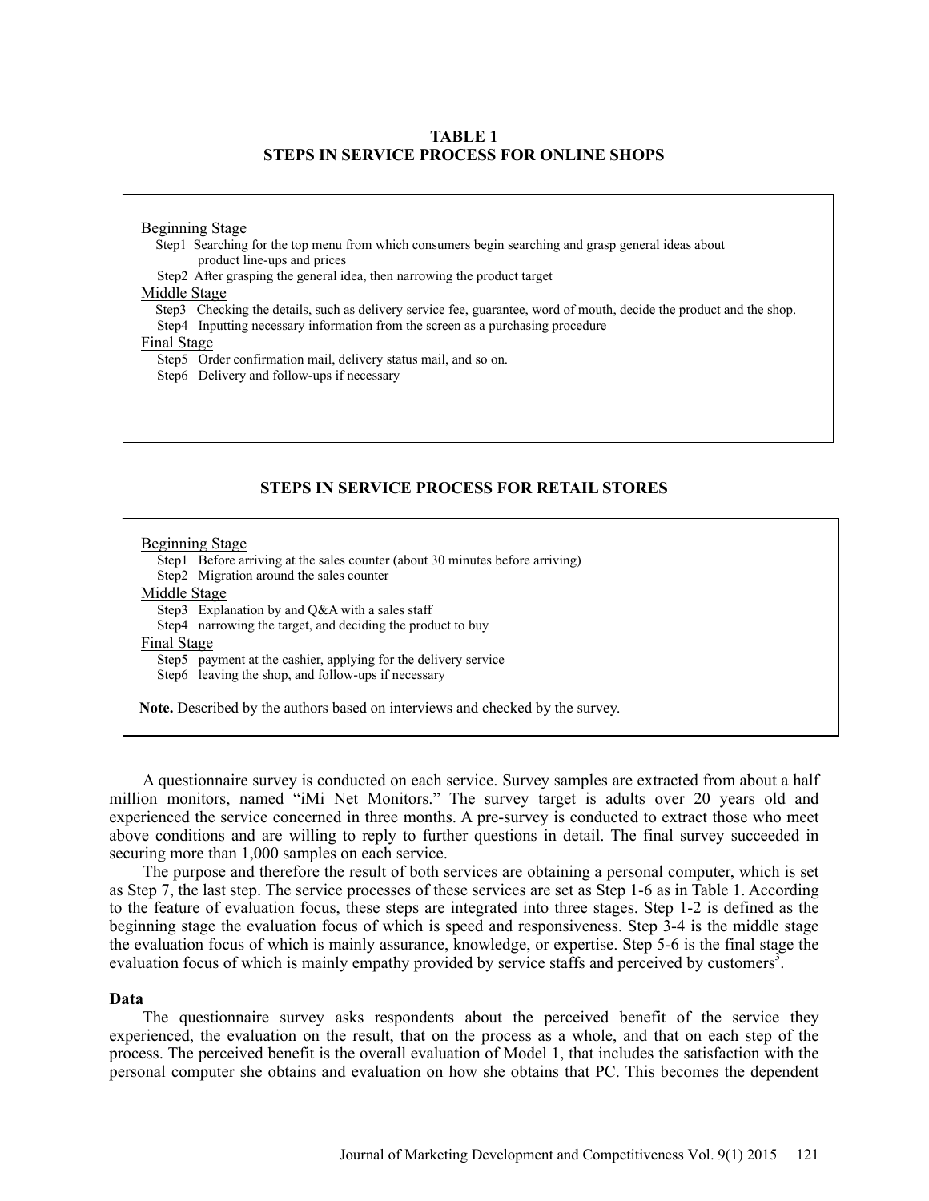**TABLE 1**
**STEPS IN SERVICE PROCESS FOR ONLINE SHOPS**

Beginning Stage
- Step1 Searching for the top menu from which consumers begin searching and grasp general ideas about product line-ups and prices
- Step2 After grasping the general idea, then narrowing the product target

Middle Stage
- Step3 Checking the details, such as delivery service fee, guarantee, word of mouth, decide the product and the shop.
- Step4 Inputting necessary information from the screen as a purchasing procedure

Final Stage
- Step5 Order confirmation mail, delivery status mail, and so on.
- Step6 Delivery and follow-ups if necessary

**STEPS IN SERVICE PROCESS FOR RETAIL STORES**

Beginning Stage
- Step1 Before arriving at the sales counter (about 30 minutes before arriving)
- Step2 Migration around the sales counter

Middle Stage
- Step3 Explanation by and Q&A with a sales staff
- Step4 narrowing the target, and deciding the product to buy

Final Stage
- Step5 payment at the cashier, applying for the delivery service
- Step6 leaving the shop, and follow-ups if necessary

**Note.** Described by the authors based on interviews and checked by the survey.

A questionnaire survey is conducted on each service. Survey samples are extracted from about a half million monitors, named "iMi Net Monitors." The survey target is adults over 20 years old and experienced the service concerned in three months. A pre-survey is conducted to extract those who meet above conditions and are willing to reply to further questions in detail. The final survey succeeded in securing more than 1,000 samples on each service.

The purpose and therefore the result of both services are obtaining a personal computer, which is set as Step 7, the last step. The service processes of these services are set as Step 1-6 as in Table 1. According to the feature of evaluation focus, these steps are integrated into three stages. Step 1-2 is defined as the beginning stage the evaluation focus of which is speed and responsiveness. Step 3-4 is the middle stage the evaluation focus of which is mainly assurance, knowledge, or expertise. Step 5-6 is the final stage the evaluation focus of which is mainly empathy provided by service staffs and perceived by customers[3].

### Data

The questionnaire survey asks respondents about the perceived benefit of the service they experienced, the evaluation on the result, that on the process as a whole, and that on each step of the process. The perceived benefit is the overall evaluation of Model 1, that includes the satisfaction with the personal computer she obtains and evaluation on how she obtains that PC. This becomes the dependent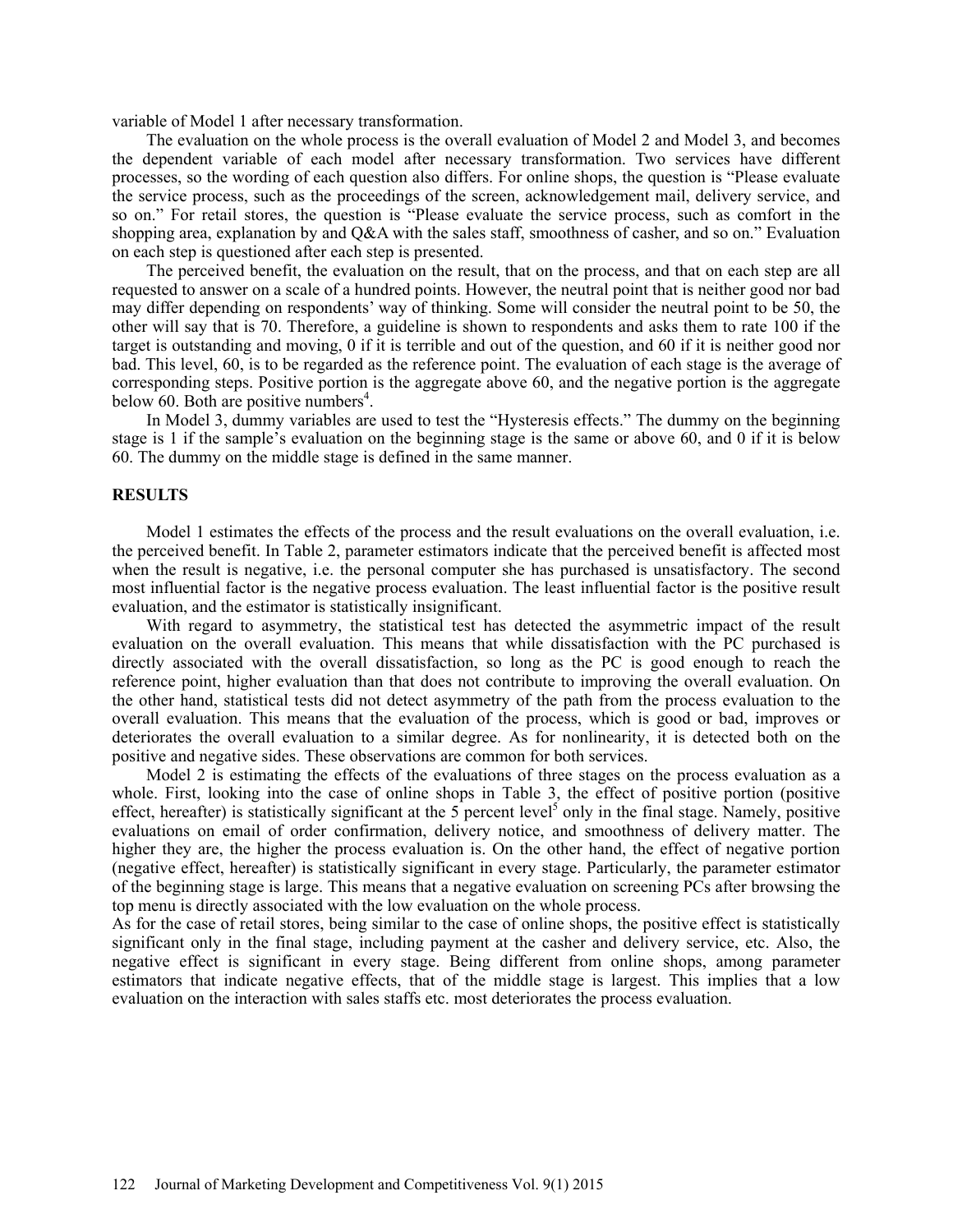variable of Model 1 after necessary transformation.

The evaluation on the whole process is the overall evaluation of Model 2 and Model 3, and becomes the dependent variable of each model after necessary transformation. Two services have different processes, so the wording of each question also differs. For online shops, the question is "Please evaluate the service process, such as the proceedings of the screen, acknowledgement mail, delivery service, and so on." For retail stores, the question is "Please evaluate the service process, such as comfort in the shopping area, explanation by and Q&A with the sales staff, smoothness of casher, and so on." Evaluation on each step is questioned after each step is presented.

The perceived benefit, the evaluation on the result, that on the process, and that on each step are all requested to answer on a scale of a hundred points. However, the neutral point that is neither good nor bad may differ depending on respondents' way of thinking. Some will consider the neutral point to be 50, the other will say that is 70. Therefore, a guideline is shown to respondents and asks them to rate 100 if the target is outstanding and moving, 0 if it is terrible and out of the question, and 60 if it is neither good nor bad. This level, 60, is to be regarded as the reference point. The evaluation of each stage is the average of corresponding steps. Positive portion is the aggregate above 60, and the negative portion is the aggregate below 60. Both are positive numbers[4].

In Model 3, dummy variables are used to test the "Hysteresis effects." The dummy on the beginning stage is 1 if the sample's evaluation on the beginning stage is the same or above 60, and 0 if it is below 60. The dummy on the middle stage is defined in the same manner.

## RESULTS

Model 1 estimates the effects of the process and the result evaluations on the overall evaluation, i.e. the perceived benefit. In Table 2, parameter estimators indicate that the perceived benefit is affected most when the result is negative, i.e. the personal computer she has purchased is unsatisfactory. The second most influential factor is the negative process evaluation. The least influential factor is the positive result evaluation, and the estimator is statistically insignificant.

With regard to asymmetry, the statistical test has detected the asymmetric impact of the result evaluation on the overall evaluation. This means that while dissatisfaction with the PC purchased is directly associated with the overall dissatisfaction, so long as the PC is good enough to reach the reference point, higher evaluation than that does not contribute to improving the overall evaluation. On the other hand, statistical tests did not detect asymmetry of the path from the process evaluation to the overall evaluation. This means that the evaluation of the process, which is good or bad, improves or deteriorates the overall evaluation to a similar degree. As for nonlinearity, it is detected both on the positive and negative sides. These observations are common for both services.

Model 2 is estimating the effects of the evaluations of three stages on the process evaluation as a whole. First, looking into the case of online shops in Table 3, the effect of positive portion (positive effect, hereafter) is statistically significant at the 5 percent level[5] only in the final stage. Namely, positive evaluations on email of order confirmation, delivery notice, and smoothness of delivery matter. The higher they are, the higher the process evaluation is. On the other hand, the effect of negative portion (negative effect, hereafter) is statistically significant in every stage. Particularly, the parameter estimator of the beginning stage is large. This means that a negative evaluation on screening PCs after browsing the top menu is directly associated with the low evaluation on the whole process.

As for the case of retail stores, being similar to the case of online shops, the positive effect is statistically significant only in the final stage, including payment at the casher and delivery service, etc. Also, the negative effect is significant in every stage. Being different from online shops, among parameter estimators that indicate negative effects, that of the middle stage is largest. This implies that a low evaluation on the interaction with sales staffs etc. most deteriorates the process evaluation.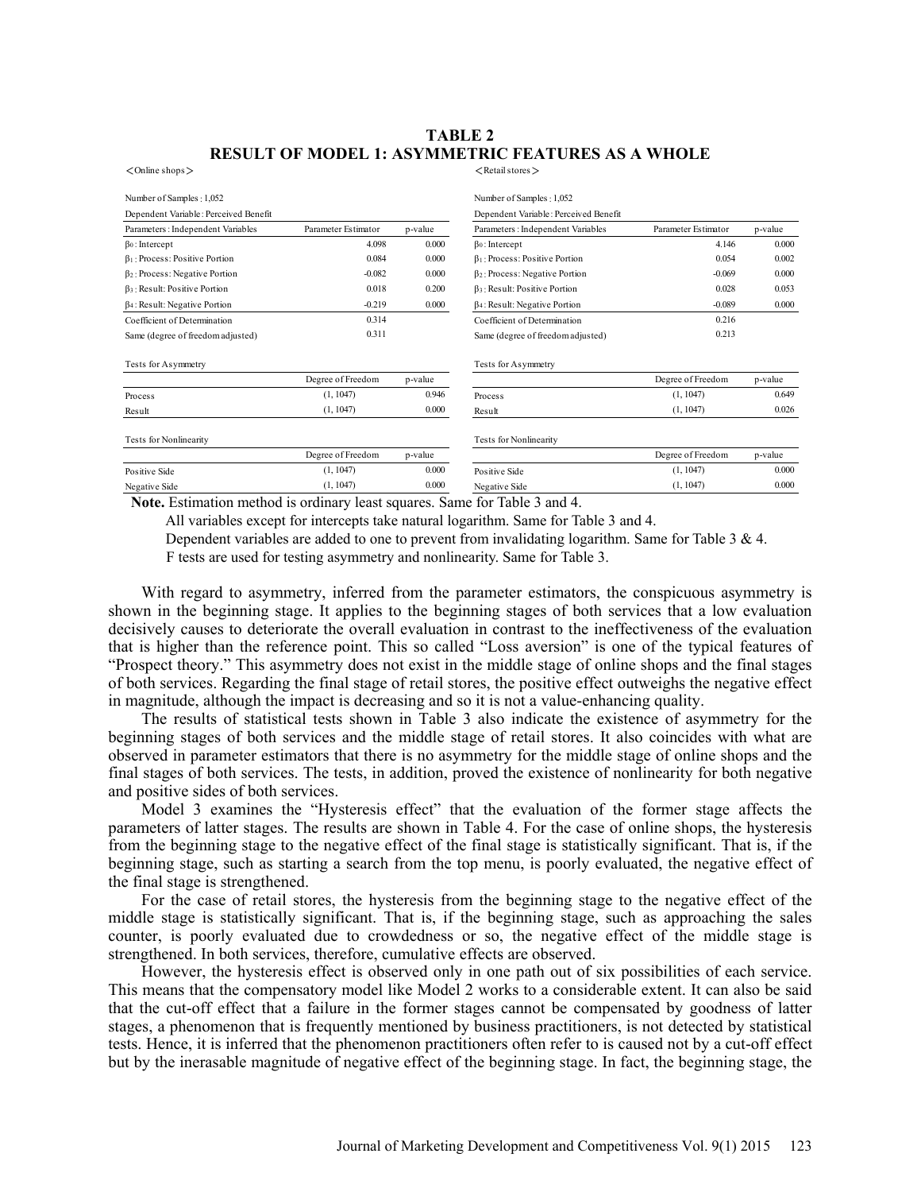**TABLE 2**
**RESULT OF MODEL 1: ASYMMETRIC FEATURES AS A WHOLE**

<Online shops>

Number of Samples : 1,052

Dependent Variable : Perceived Benefit

| Parameters : Independent Variables | Parameter Estimator | p-value |
|---|---|---|
| $\beta_0$ : Intercept | 4.098 | 0.000 |
| $\beta_1$ : Process: Positive Portion | 0.084 | 0.000 |
| $\beta_2$ : Process: Negative Portion | -0.082 | 0.000 |
| $\beta_3$ : Result: Positive Portion | 0.018 | 0.200 |
| $\beta_4$ : Result: Negative Portion | -0.219 | 0.000 |
| Coefficient of Determination | 0.314 | |
| Same (degree of freedom adjusted) | 0.311 | |

Tests for Asymmetry

| | Degree of Freedom | p-value |
|---|---|---|
| Process | (1, 1047) | 0.946 |
| Result | (1, 1047) | 0.000 |

Tests for Nonlinearity

| | Degree of Freedom | p-value |
|---|---|---|
| Positive Side | (1, 1047) | 0.000 |
| Negative Side | (1, 1047) | 0.000 |

<Retail stores>

Number of Samples : 1,052

Dependent Variable : Perceived Benefit

| Parameters : Independent Variables | Parameter Estimator | p-value |
|---|---|---|
| $\beta_0$ : Intercept | 4.146 | 0.000 |
| $\beta_1$ : Process: Positive Portion | 0.054 | 0.002 |
| $\beta_2$ : Process: Negative Portion | -0.069 | 0.000 |
| $\beta_3$ : Result: Positive Portion | 0.028 | 0.053 |
| $\beta_4$ : Result: Negative Portion | -0.089 | 0.000 |
| Coefficient of Determination | 0.216 | |
| Same (degree of freedom adjusted) | 0.213 | |

Tests for Asymmetry

| | Degree of Freedom | p-value |
|---|---|---|
| Process | (1, 1047) | 0.649 |
| Result | (1, 1047) | 0.026 |

Tests for Nonlinearity

| | Degree of Freedom | p-value |
|---|---|---|
| Positive Side | (1, 1047) | 0.000 |
| Negative Side | (1, 1047) | 0.000 |

**Note.** Estimation method is ordinary least squares. Same for Table 3 and 4.
All variables except for intercepts take natural logarithm. Same for Table 3 and 4.
Dependent variables are added to one to prevent from invalidating logarithm. Same for Table 3 & 4.
F tests are used for testing asymmetry and nonlinearity. Same for Table 3.

With regard to asymmetry, inferred from the parameter estimators, the conspicuous asymmetry is shown in the beginning stage. It applies to the beginning stages of both services that a low evaluation decisively causes to deteriorate the overall evaluation in contrast to the ineffectiveness of the evaluation that is higher than the reference point. This so called "Loss aversion" is one of the typical features of "Prospect theory." This asymmetry does not exist in the middle stage of online shops and the final stages of both services. Regarding the final stage of retail stores, the positive effect outweighs the negative effect in magnitude, although the impact is decreasing and so it is not a value-enhancing quality.

The results of statistical tests shown in Table 3 also indicate the existence of asymmetry for the beginning stages of both services and the middle stage of retail stores. It also coincides with what are observed in parameter estimators that there is no asymmetry for the middle stage of online shops and the final stages of both services. The tests, in addition, proved the existence of nonlinearity for both negative and positive sides of both services.

Model 3 examines the "Hysteresis effect" that the evaluation of the former stage affects the parameters of latter stages. The results are shown in Table 4. For the case of online shops, the hysteresis from the beginning stage to the negative effect of the final stage is statistically significant. That is, if the beginning stage, such as starting a search from the top menu, is poorly evaluated, the negative effect of the final stage is strengthened.

For the case of retail stores, the hysteresis from the beginning stage to the negative effect of the middle stage is statistically significant. That is, if the beginning stage, such as approaching the sales counter, is poorly evaluated due to crowdedness or so, the negative effect of the middle stage is strengthened. In both services, therefore, cumulative effects are observed.

However, the hysteresis effect is observed only in one path out of six possibilities of each service. This means that the compensatory model like Model 2 works to a considerable extent. It can also be said that the cut-off effect that a failure in the former stages cannot be compensated by goodness of latter stages, a phenomenon that is frequently mentioned by business practitioners, is not detected by statistical tests. Hence, it is inferred that the phenomenon practitioners often refer to is caused not by a cut-off effect but by the inerasable magnitude of negative effect of the beginning stage. In fact, the beginning stage, the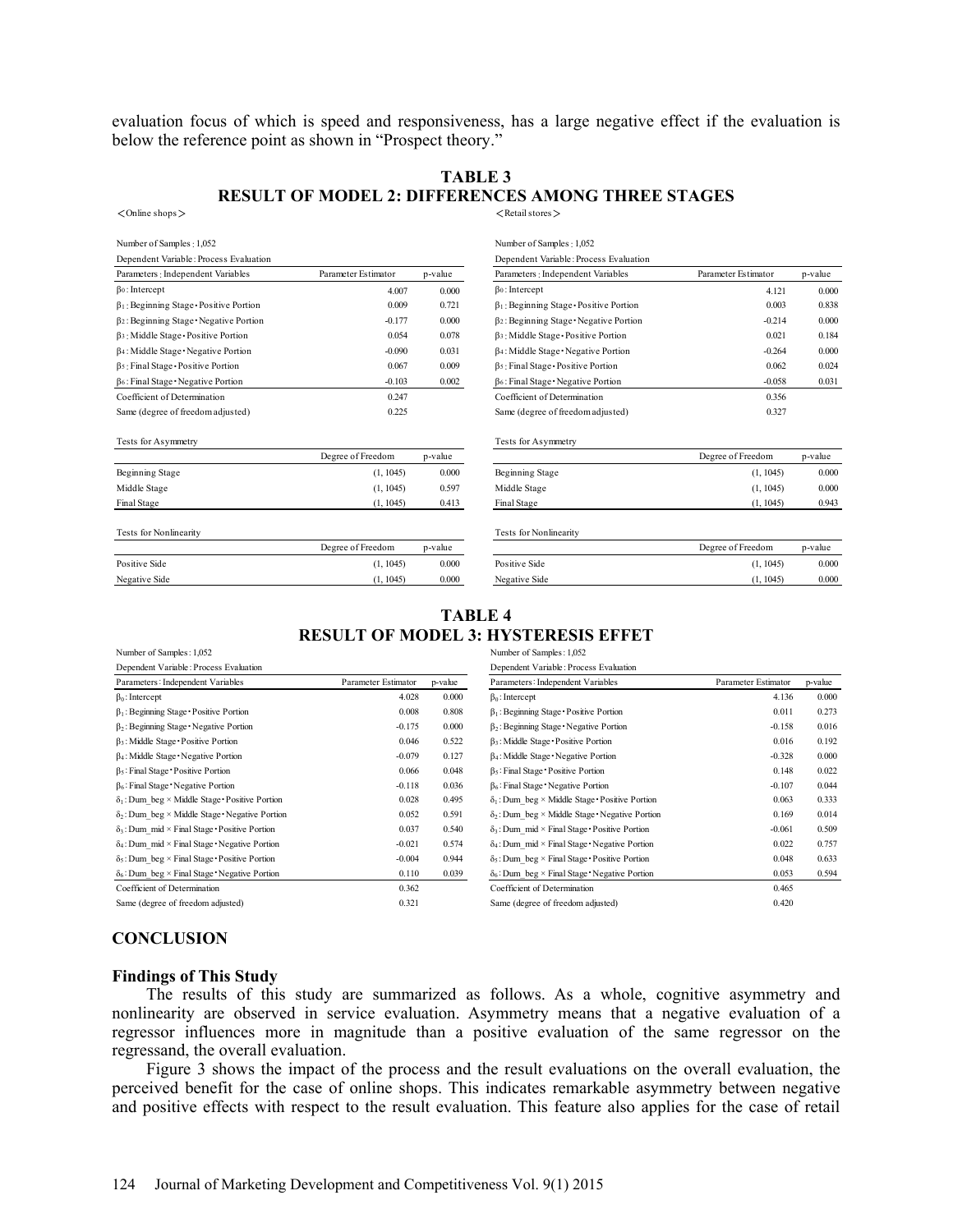evaluation focus of which is speed and responsiveness, has a large negative effect if the evaluation is below the reference point as shown in "Prospect theory."

**TABLE 3**
**RESULT OF MODEL 2: DIFFERENCES AMONG THREE STAGES**

<Online shops>

Number of Samples : 1,052

Dependent Variable : Process Evaluation

| Parameters : Independent Variables | Parameter Estimator | p-value |
|---|---|---|
| $\beta_0$ : Intercept | 4.007 | 0.000 |
| $\beta_1$ : Beginning Stage・Positive Portion | 0.009 | 0.721 |
| $\beta_2$ : Beginning Stage・Negative Portion | -0.177 | 0.000 |
| $\beta_3$ : Middle Stage・Positive Portion | 0.054 | 0.078 |
| $\beta_4$ : Middle Stage・Negative Portion | -0.090 | 0.031 |
| $\beta_5$ : Final Stage・Positive Portion | 0.067 | 0.009 |
| $\beta_6$ : Final Stage・Negative Portion | -0.103 | 0.002 |
| Coefficient of Determination | 0.247 | |
| Same (degree of freedom adjusted) | 0.225 | |

Tests for Asymmetry

| | Degree of Freedom | p-value |
|---|---|---|
| Beginning Stage | (1, 1045) | 0.000 |
| Middle Stage | (1, 1045) | 0.597 |
| Final Stage | (1, 1045) | 0.413 |

Tests for Nonlinearity

| | Degree of Freedom | p-value |
|---|---|---|
| Positive Side | (1, 1045) | 0.000 |
| Negative Side | (1, 1045) | 0.000 |

<Retail stores>

Number of Samples : 1,052

Dependent Variable : Process Evaluation

| Parameters : Independent Variables | Parameter Estimator | p-value |
|---|---|---|
| $\beta_0$ : Intercept | 4.121 | 0.000 |
| $\beta_1$ : Beginning Stage・Positive Portion | 0.003 | 0.838 |
| $\beta_2$ : Beginning Stage・Negative Portion | -0.214 | 0.000 |
| $\beta_3$ : Middle Stage・Positive Portion | 0.021 | 0.184 |
| $\beta_4$ : Middle Stage・Negative Portion | -0.264 | 0.000 |
| $\beta_5$ : Final Stage・Positive Portion | 0.062 | 0.024 |
| $\beta_6$ : Final Stage・Negative Portion | -0.058 | 0.031 |
| Coefficient of Determination | 0.356 | |
| Same (degree of freedom adjusted) | 0.327 | |

Tests for Asymmetry

| | Degree of Freedom | p-value |
|---|---|---|
| Beginning Stage | (1, 1045) | 0.000 |
| Middle Stage | (1, 1045) | 0.000 |
| Final Stage | (1, 1045) | 0.943 |

Tests for Nonlinearity

| | Degree of Freedom | p-value |
|---|---|---|
| Positive Side | (1, 1045) | 0.000 |
| Negative Side | (1, 1045) | 0.000 |

**TABLE 4**
**RESULT OF MODEL 3: HYSTERESIS EFFET**

Number of Samples: 1,052

Dependent Variable: Process Evaluation

| Parameters: Independent Variables | Parameter Estimator | p-value |
|---|---|---|
| $\beta_0$: Intercept | 4.028 | 0.000 |
| $\beta_1$: Beginning Stage・Positive Portion | 0.008 | 0.808 |
| $\beta_2$: Beginning Stage・Negative Portion | -0.175 | 0.000 |
| $\beta_3$: Middle Stage・Positive Portion | 0.046 | 0.522 |
| $\beta_4$: Middle Stage・Negative Portion | -0.079 | 0.127 |
| $\beta_5$: Final Stage・Positive Portion | 0.066 | 0.048 |
| $\beta_6$: Final Stage・Negative Portion | -0.118 | 0.036 |
| $\delta_1$: Dum_beg × Middle Stage・Positive Portion | 0.028 | 0.495 |
| $\delta_2$: Dum_beg × Middle Stage・Negative Portion | 0.052 | 0.591 |
| $\delta_3$: Dum_mid × Final Stage・Positive Portion | 0.037 | 0.540 |
| $\delta_4$: Dum_mid × Final Stage・Negative Portion | -0.021 | 0.574 |
| $\delta_5$: Dum_beg × Final Stage・Positive Portion | -0.004 | 0.944 |
| $\delta_6$: Dum_beg × Final Stage・Negative Portion | 0.110 | 0.039 |
| Coefficient of Determination | 0.362 | |
| Same (degree of freedom adjusted) | 0.321 | |

Number of Samples: 1,052

Dependent Variable: Process Evaluation

| Parameters: Independent Variables | Parameter Estimator | p-value |
|---|---|---|
| $\beta_0$: Intercept | 4.136 | 0.000 |
| $\beta_1$: Beginning Stage・Positive Portion | 0.011 | 0.273 |
| $\beta_2$: Beginning Stage・Negative Portion | -0.158 | 0.016 |
| $\beta_3$: Middle Stage・Positive Portion | 0.016 | 0.192 |
| $\beta_4$: Middle Stage・Negative Portion | -0.328 | 0.000 |
| $\beta_5$: Final Stage・Positive Portion | 0.148 | 0.022 |
| $\beta_6$: Final Stage・Negative Portion | -0.107 | 0.044 |
| $\delta_1$: Dum_beg × Middle Stage・Positive Portion | 0.063 | 0.333 |
| $\delta_2$: Dum_beg × Middle Stage・Negative Portion | 0.169 | 0.014 |
| $\delta_3$: Dum_mid × Final Stage・Positive Portion | -0.061 | 0.509 |
| $\delta_4$: Dum_mid × Final Stage・Negative Portion | 0.022 | 0.757 |
| $\delta_5$: Dum_beg × Final Stage・Positive Portion | 0.048 | 0.633 |
| $\delta_6$: Dum_beg × Final Stage・Negative Portion | 0.053 | 0.594 |
| Coefficient of Determination | 0.465 | |
| Same (degree of freedom adjusted) | 0.420 | |

## CONCLUSION

### Findings of This Study

The results of this study are summarized as follows. As a whole, cognitive asymmetry and nonlinearity are observed in service evaluation. Asymmetry means that a negative evaluation of a regressor influences more in magnitude than a positive evaluation of the same regressor on the regressand, the overall evaluation.

Figure 3 shows the impact of the process and the result evaluations on the overall evaluation, the perceived benefit for the case of online shops. This indicates remarkable asymmetry between negative and positive effects with respect to the result evaluation. This feature also applies for the case of retail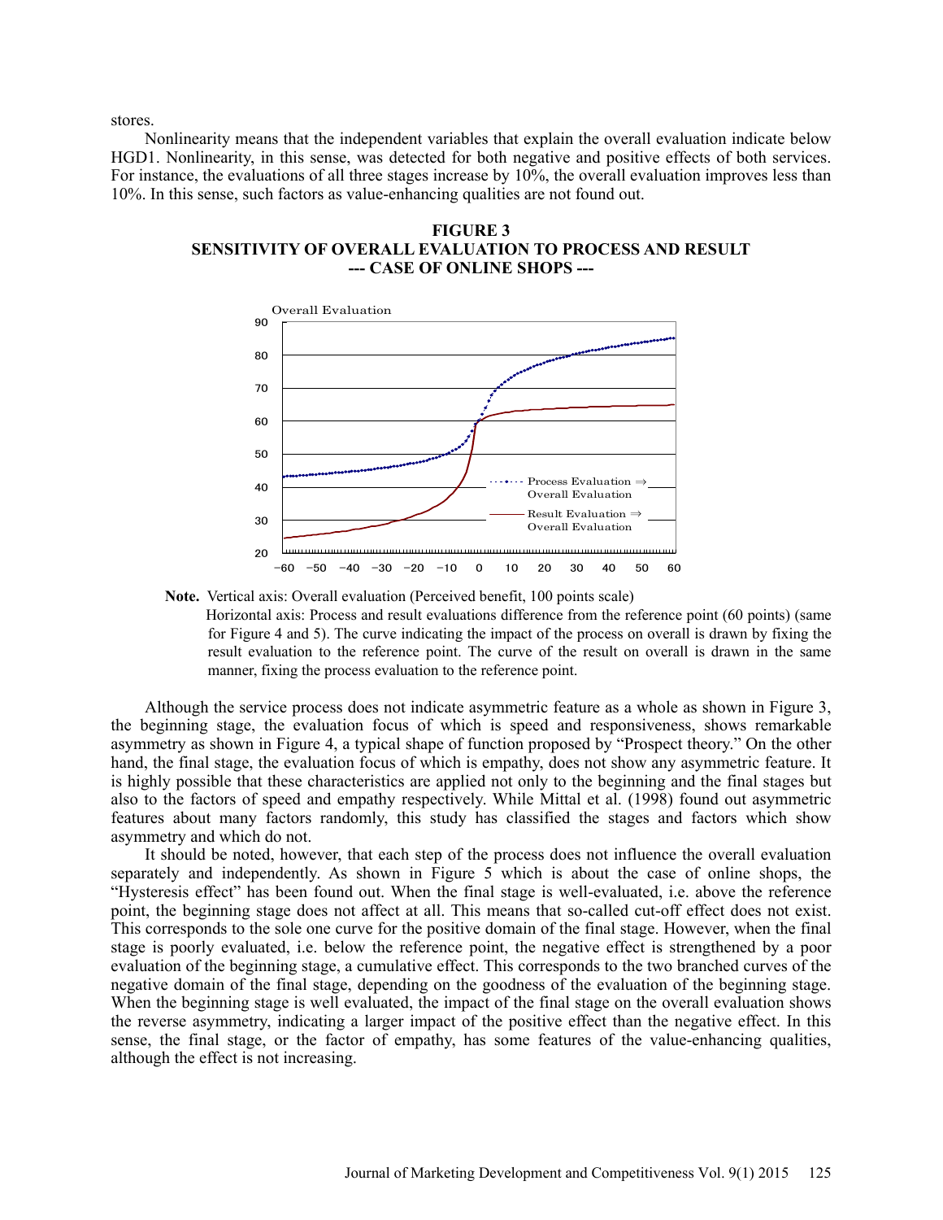stores.

Nonlinearity means that the independent variables that explain the overall evaluation indicate below HGD1. Nonlinearity, in this sense, was detected for both negative and positive effects of both services. For instance, the evaluations of all three stages increase by 10%, the overall evaluation improves less than 10%. In this sense, such factors as value-enhancing qualities are not found out.

**FIGURE 3**
**SENSITIVITY OF OVERALL EVALUATION TO PROCESS AND RESULT**
**--- CASE OF ONLINE SHOPS ---**

**Note.** Vertical axis: Overall evaluation (Perceived benefit, 100 points scale)
Horizontal axis: Process and result evaluations difference from the reference point (60 points) (same for Figure 4 and 5). The curve indicating the impact of the process on overall is drawn by fixing the result evaluation to the reference point. The curve of the result on overall is drawn in the same manner, fixing the process evaluation to the reference point.

Although the service process does not indicate asymmetric feature as a whole as shown in Figure 3, the beginning stage, the evaluation focus of which is speed and responsiveness, shows remarkable asymmetry as shown in Figure 4, a typical shape of function proposed by "Prospect theory." On the other hand, the final stage, the evaluation focus of which is empathy, does not show any asymmetric feature. It is highly possible that these characteristics are applied not only to the beginning and the final stages but also to the factors of speed and empathy respectively. While Mittal et al. (1998) found out asymmetric features about many factors randomly, this study has classified the stages and factors which show asymmetry and which do not.

It should be noted, however, that each step of the process does not influence the overall evaluation separately and independently. As shown in Figure 5 which is about the case of online shops, the "Hysteresis effect" has been found out. When the final stage is well-evaluated, i.e. above the reference point, the beginning stage does not affect at all. This means that so-called cut-off effect does not exist. This corresponds to the sole one curve for the positive domain of the final stage. However, when the final stage is poorly evaluated, i.e. below the reference point, the negative effect is strengthened by a poor evaluation of the beginning stage, a cumulative effect. This corresponds to the two branched curves of the negative domain of the final stage, depending on the goodness of the evaluation of the beginning stage. When the beginning stage is well evaluated, the impact of the final stage on the overall evaluation shows the reverse asymmetry, indicating a larger impact of the positive effect than the negative effect. In this sense, the final stage, or the factor of empathy, has some features of the value-enhancing qualities, although the effect is not increasing.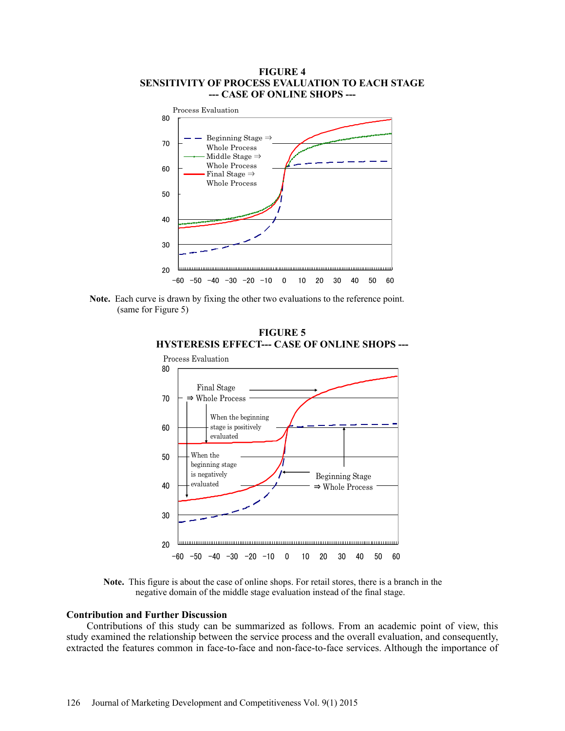**FIGURE 4**
**SENSITIVITY OF PROCESS EVALUATION TO EACH STAGE**
**--- CASE OF ONLINE SHOPS ---**

**Note.** Each curve is drawn by fixing the other two evaluations to the reference point. (same for Figure 5)

**FIGURE 5**
**HYSTERESIS EFFECT--- CASE OF ONLINE SHOPS ---**

**Note.** This figure is about the case of online shops. For retail stores, there is a branch in the negative domain of the middle stage evaluation instead of the final stage.

### Contribution and Further Discussion

Contributions of this study can be summarized as follows. From an academic point of view, this study examined the relationship between the service process and the overall evaluation, and consequently, extracted the features common in face-to-face and non-face-to-face services. Although the importance of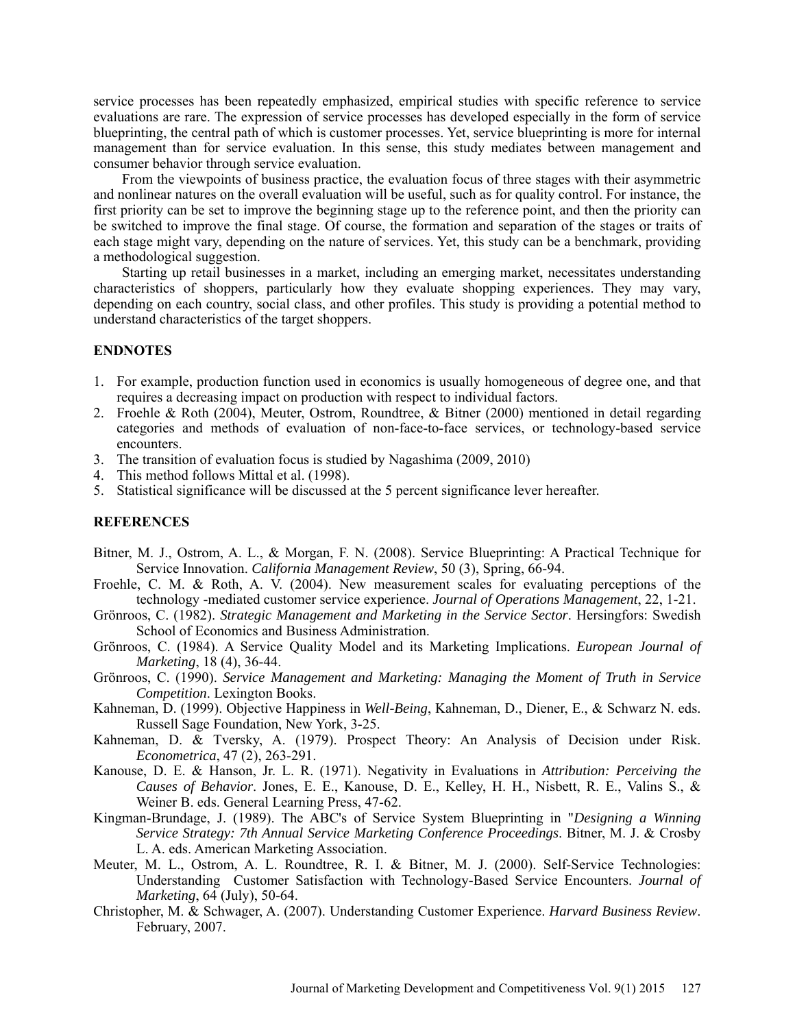service processes has been repeatedly emphasized, empirical studies with specific reference to service evaluations are rare. The expression of service processes has developed especially in the form of service blueprinting, the central path of which is customer processes. Yet, service blueprinting is more for internal management than for service evaluation. In this sense, this study mediates between management and consumer behavior through service evaluation.

From the viewpoints of business practice, the evaluation focus of three stages with their asymmetric and nonlinear natures on the overall evaluation will be useful, such as for quality control. For instance, the first priority can be set to improve the beginning stage up to the reference point, and then the priority can be switched to improve the final stage. Of course, the formation and separation of the stages or traits of each stage might vary, depending on the nature of services. Yet, this study can be a benchmark, providing a methodological suggestion.

Starting up retail businesses in a market, including an emerging market, necessitates understanding characteristics of shoppers, particularly how they evaluate shopping experiences. They may vary, depending on each country, social class, and other profiles. This study is providing a potential method to understand characteristics of the target shoppers.

## ENDNOTES

1. For example, production function used in economics is usually homogeneous of degree one, and that requires a decreasing impact on production with respect to individual factors.
2. Froehle & Roth (2004), Meuter, Ostrom, Roundtree, & Bitner (2000) mentioned in detail regarding categories and methods of evaluation of non-face-to-face services, or technology-based service encounters.
3. The transition of evaluation focus is studied by Nagashima (2009, 2010)
4. This method follows Mittal et al. (1998).
5. Statistical significance will be discussed at the 5 percent significance lever hereafter.

## REFERENCES

Bitner, M. J., Ostrom, A. L., & Morgan, F. N. (2008). Service Blueprinting: A Practical Technique for Service Innovation. *California Management Review*, 50 (3), Spring, 66-94.

Froehle, C. M. & Roth, A. V. (2004). New measurement scales for evaluating perceptions of the technology -mediated customer service experience. *Journal of Operations Management*, 22, 1-21.

Grönroos, C. (1982). *Strategic Management and Marketing in the Service Sector*. Hersingfors: Swedish School of Economics and Business Administration.

Grönroos, C. (1984). A Service Quality Model and its Marketing Implications. *European Journal of Marketing*, 18 (4), 36-44.

Grönroos, C. (1990). *Service Management and Marketing: Managing the Moment of Truth in Service Competition*. Lexington Books.

Kahneman, D. (1999). Objective Happiness in *Well-Being*, Kahneman, D., Diener, E., & Schwarz N. eds. Russell Sage Foundation, New York, 3-25.

Kahneman, D. & Tversky, A. (1979). Prospect Theory: An Analysis of Decision under Risk. *Econometrica*, 47 (2), 263-291.

Kanouse, D. E. & Hanson, Jr. L. R. (1971). Negativity in Evaluations in *Attribution: Perceiving the Causes of Behavior*. Jones, E. E., Kanouse, D. E., Kelley, H. H., Nisbett, R. E., Valins S., & Weiner B. eds. General Learning Press, 47-62.

Kingman-Brundage, J. (1989). The ABC's of Service System Blueprinting in "*Designing a Winning Service Strategy: 7th Annual Service Marketing Conference Proceedings*. Bitner, M. J. & Crosby L. A. eds. American Marketing Association.

Meuter, M. L., Ostrom, A. L. Roundtree, R. I. & Bitner, M. J. (2000). Self-Service Technologies: Understanding Customer Satisfaction with Technology-Based Service Encounters. *Journal of Marketing*, 64 (July), 50-64.

Christopher, M. & Schwager, A. (2007). Understanding Customer Experience. *Harvard Business Review*. February, 2007.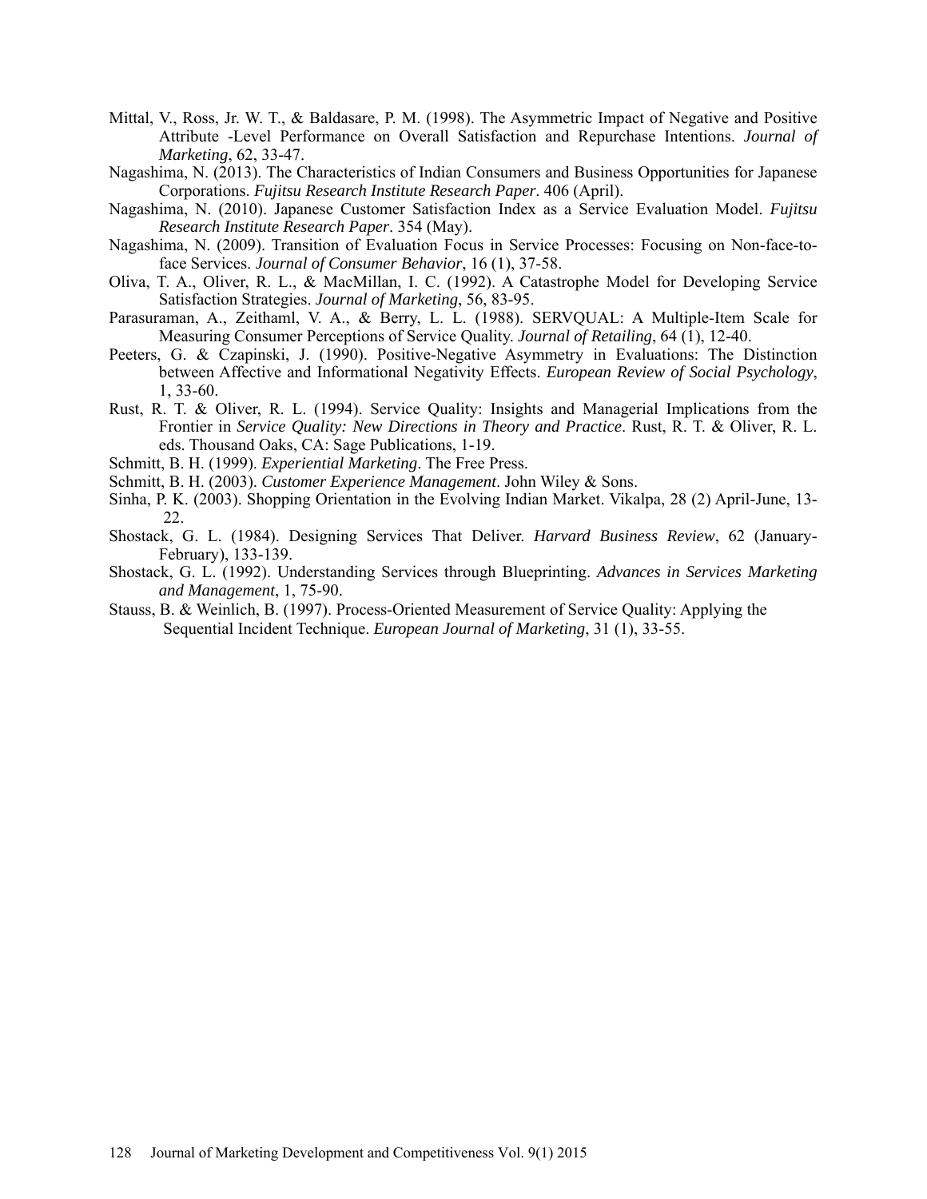Mittal, V., Ross, Jr. W. T., & Baldasare, P. M. (1998). The Asymmetric Impact of Negative and Positive Attribute -Level Performance on Overall Satisfaction and Repurchase Intentions. *Journal of Marketing*, 62, 33-47.

Nagashima, N. (2013). The Characteristics of Indian Consumers and Business Opportunities for Japanese Corporations. *Fujitsu Research Institute Research Paper*. 406 (April).

Nagashima, N. (2010). Japanese Customer Satisfaction Index as a Service Evaluation Model. *Fujitsu Research Institute Research Paper*. 354 (May).

Nagashima, N. (2009). Transition of Evaluation Focus in Service Processes: Focusing on Non-face-to-face Services. *Journal of Consumer Behavior*, 16 (1), 37-58.

Oliva, T. A., Oliver, R. L., & MacMillan, I. C. (1992). A Catastrophe Model for Developing Service Satisfaction Strategies. *Journal of Marketing*, 56, 83-95.

Parasuraman, A., Zeithaml, V. A., & Berry, L. L. (1988). SERVQUAL: A Multiple-Item Scale for Measuring Consumer Perceptions of Service Quality. *Journal of Retailing*, 64 (1), 12-40.

Peeters, G. & Czapinski, J. (1990). Positive-Negative Asymmetry in Evaluations: The Distinction between Affective and Informational Negativity Effects. *European Review of Social Psychology*, 1, 33-60.

Rust, R. T. & Oliver, R. L. (1994). Service Quality: Insights and Managerial Implications from the Frontier in *Service Quality: New Directions in Theory and Practice*. Rust, R. T. & Oliver, R. L. eds. Thousand Oaks, CA: Sage Publications, 1-19.

Schmitt, B. H. (1999). *Experiential Marketing*. The Free Press.

Schmitt, B. H. (2003). *Customer Experience Management*. John Wiley & Sons.

Sinha, P. K. (2003). Shopping Orientation in the Evolving Indian Market. Vikalpa, 28 (2) April-June, 13-22.

Shostack, G. L. (1984). Designing Services That Deliver. *Harvard Business Review*, 62 (January-February), 133-139.

Shostack, G. L. (1992). Understanding Services through Blueprinting. *Advances in Services Marketing and Management*, 1, 75-90.

Stauss, B. & Weinlich, B. (1997). Process-Oriented Measurement of Service Quality: Applying the Sequential Incident Technique. *European Journal of Marketing*, 31 (1), 33-55.